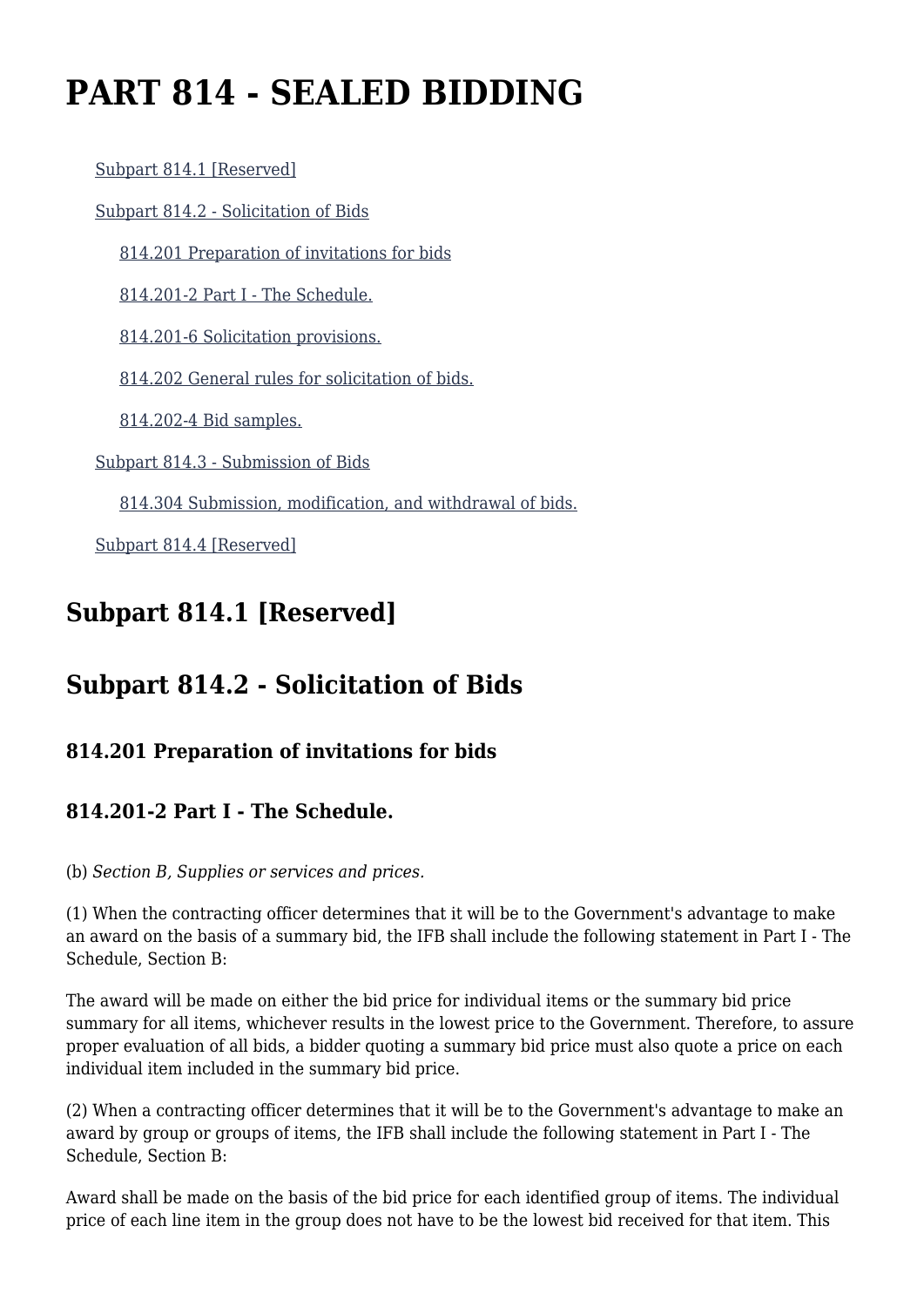# PART 814 - SEALED BIDDING

- Subpart 814.1 [Reserved]
- Subpart 814.2 - Solicitation of Bids
  - 814.201 Preparation of invitations for bids
  - 814.201-2 Part I - The Schedule.
  - 814.201-6 Solicitation provisions.
  - 814.202 General rules for solicitation of bids.
  - 814.202-4 Bid samples.
- Subpart 814.3 - Submission of Bids
  - 814.304 Submission, modification, and withdrawal of bids.
- Subpart 814.4 [Reserved]

## Subpart 814.1 [Reserved]

## Subpart 814.2 - Solicitation of Bids

### 814.201 Preparation of invitations for bids

### 814.201-2 Part I - The Schedule.

(b) *Section B, Supplies or services and prices.*

(1) When the contracting officer determines that it will be to the Government's advantage to make an award on the basis of a summary bid, the IFB shall include the following statement in Part I - The Schedule, Section B:

The award will be made on either the bid price for individual items or the summary bid price summary for all items, whichever results in the lowest price to the Government. Therefore, to assure proper evaluation of all bids, a bidder quoting a summary bid price must also quote a price on each individual item included in the summary bid price.

(2) When a contracting officer determines that it will be to the Government's advantage to make an award by group or groups of items, the IFB shall include the following statement in Part I - The Schedule, Section B:

Award shall be made on the basis of the bid price for each identified group of items. The individual price of each line item in the group does not have to be the lowest bid received for that item. This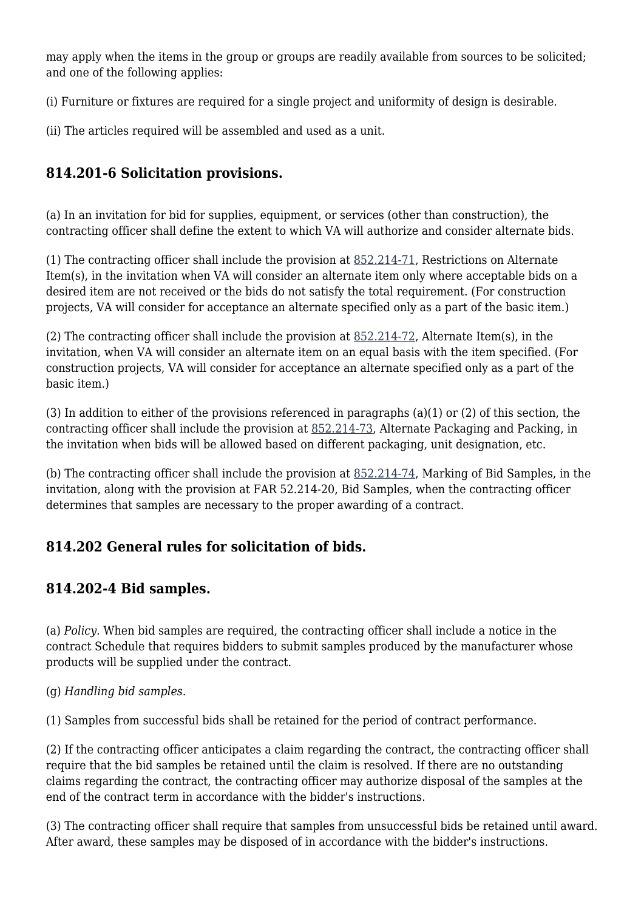may apply when the items in the group or groups are readily available from sources to be solicited; and one of the following applies:

(i) Furniture or fixtures are required for a single project and uniformity of design is desirable.

(ii) The articles required will be assembled and used as a unit.

### 814.201-6 Solicitation provisions.

(a) In an invitation for bid for supplies, equipment, or services (other than construction), the contracting officer shall define the extent to which VA will authorize and consider alternate bids.

(1) The contracting officer shall include the provision at 852.214-71, Restrictions on Alternate Item(s), in the invitation when VA will consider an alternate item only where acceptable bids on a desired item are not received or the bids do not satisfy the total requirement. (For construction projects, VA will consider for acceptance an alternate specified only as a part of the basic item.)

(2) The contracting officer shall include the provision at 852.214-72, Alternate Item(s), in the invitation, when VA will consider an alternate item on an equal basis with the item specified. (For construction projects, VA will consider for acceptance an alternate specified only as a part of the basic item.)

(3) In addition to either of the provisions referenced in paragraphs (a)(1) or (2) of this section, the contracting officer shall include the provision at 852.214-73, Alternate Packaging and Packing, in the invitation when bids will be allowed based on different packaging, unit designation, etc.

(b) The contracting officer shall include the provision at 852.214-74, Marking of Bid Samples, in the invitation, along with the provision at FAR 52.214-20, Bid Samples, when the contracting officer determines that samples are necessary to the proper awarding of a contract.

### 814.202 General rules for solicitation of bids.

### 814.202-4 Bid samples.

(a) *Policy.* When bid samples are required, the contracting officer shall include a notice in the contract Schedule that requires bidders to submit samples produced by the manufacturer whose products will be supplied under the contract.

(g) *Handling bid samples.*

(1) Samples from successful bids shall be retained for the period of contract performance.

(2) If the contracting officer anticipates a claim regarding the contract, the contracting officer shall require that the bid samples be retained until the claim is resolved. If there are no outstanding claims regarding the contract, the contracting officer may authorize disposal of the samples at the end of the contract term in accordance with the bidder's instructions.

(3) The contracting officer shall require that samples from unsuccessful bids be retained until award. After award, these samples may be disposed of in accordance with the bidder's instructions.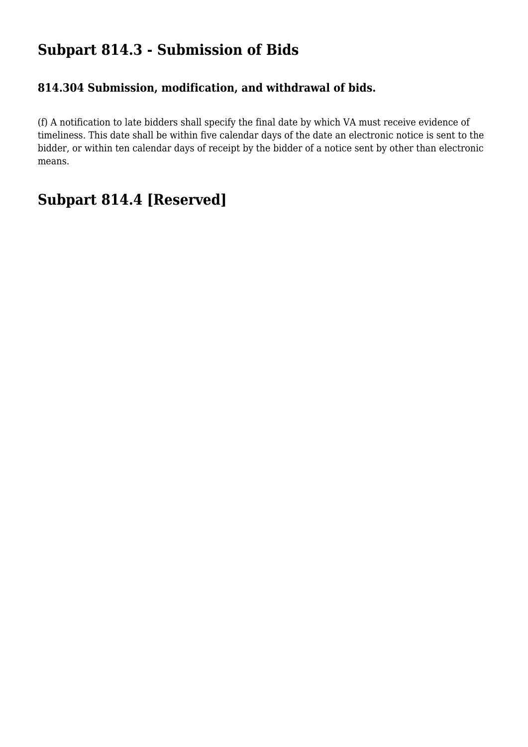## Subpart 814.3 - Submission of Bids

### 814.304 Submission, modification, and withdrawal of bids.

(f) A notification to late bidders shall specify the final date by which VA must receive evidence of timeliness. This date shall be within five calendar days of the date an electronic notice is sent to the bidder, or within ten calendar days of receipt by the bidder of a notice sent by other than electronic means.

## Subpart 814.4 [Reserved]